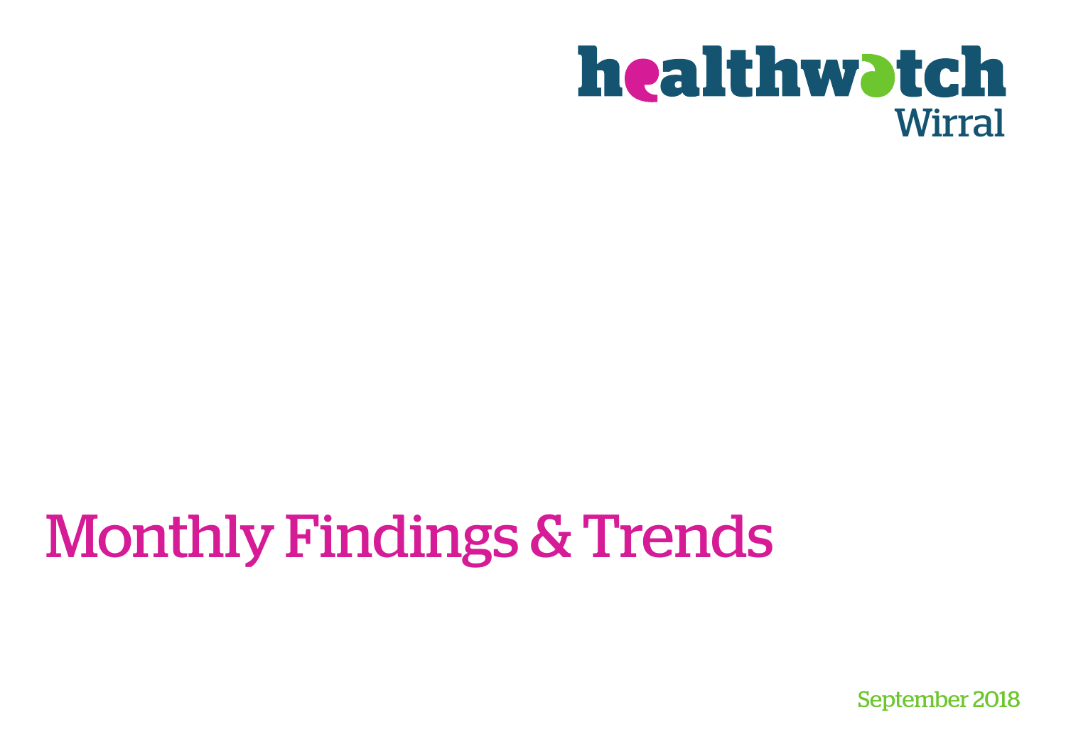healthwatch Wirral

# Monthly Findings & Trends

September 2018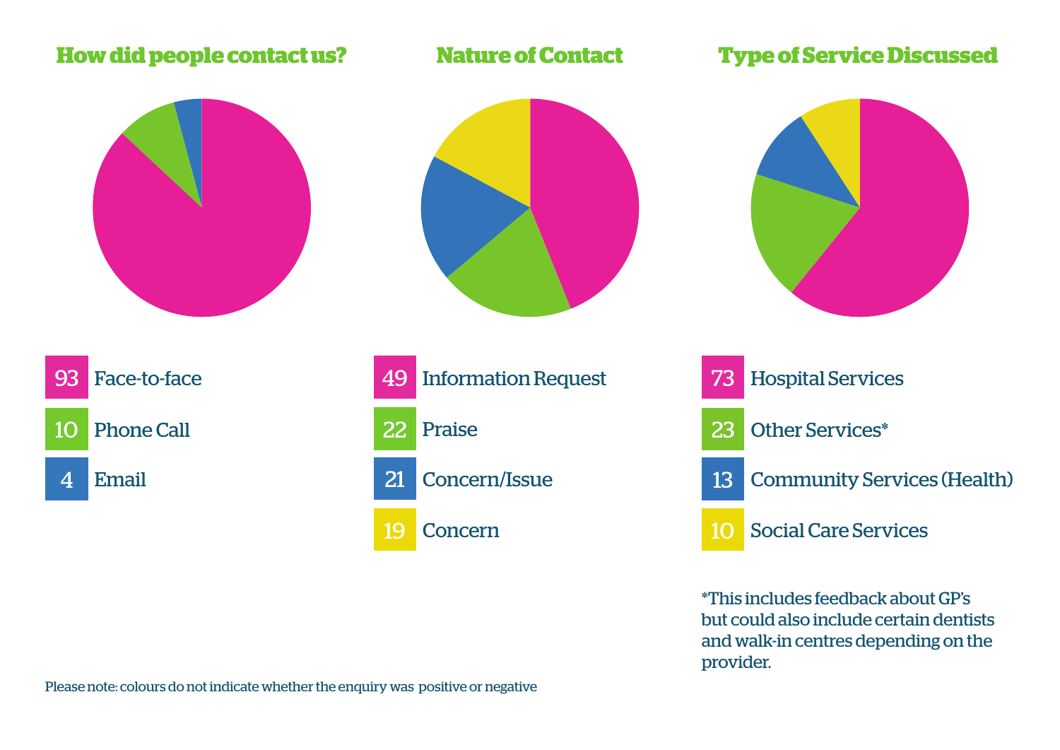## How did people contact us?

- 93 Face-to-face
- 10 Phone Call
- 4 Email

## Nature of Contact

- 49 Information Request
- 22 Praise
- 21 Concern/Issue
- 19 Concern

## Type of Service Discussed

- 73 Hospital Services
- 23 Other Services*
- 13 Community Services (Health)
- 10 Social Care Services

*This includes feedback about GP's but could also include certain dentists and walk-in centres depending on the provider.

Please note: colours do not indicate whether the enquiry was positive or negative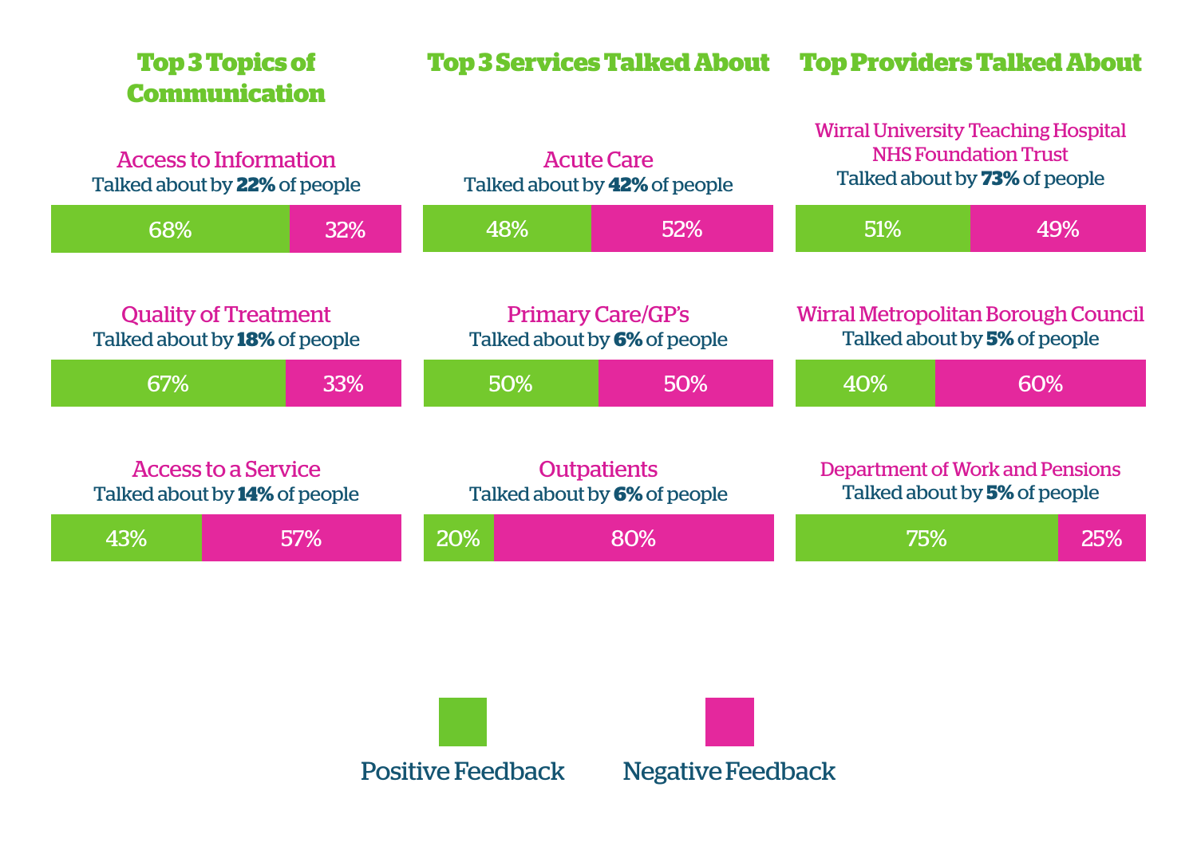## Top 3 Topics of Communication

### Access to Information
Talked about by **22%** of people

| Positive Feedback | Negative Feedback |
| --- | --- |
| 68% | 32% |

### Quality of Treatment
Talked about by **18%** of people

| Positive Feedback | Negative Feedback |
| --- | --- |
| 67% | 33% |

### Access to a Service
Talked about by **14%** of people

| Positive Feedback | Negative Feedback |
| --- | --- |
| 43% | 57% |

## Top 3 Services Talked About

### Acute Care
Talked about by **42%** of people

| Positive Feedback | Negative Feedback |
| --- | --- |
| 48% | 52% |

### Primary Care/GP's
Talked about by **6%** of people

| Positive Feedback | Negative Feedback |
| --- | --- |
| 50% | 50% |

### Outpatients
Talked about by **6%** of people

| Positive Feedback | Negative Feedback |
| --- | --- |
| 20% | 80% |

## Top Providers Talked About

### Wirral University Teaching Hospital NHS Foundation Trust
Talked about by **73%** of people

| Positive Feedback | Negative Feedback |
| --- | --- |
| 51% | 49% |

### Wirral Metropolitan Borough Council
Talked about by **5%** of people

| Positive Feedback | Negative Feedback |
| --- | --- |
| 40% | 60% |

### Department of Work and Pensions
Talked about by **5%** of people

| Positive Feedback | Negative Feedback |
| --- | --- |
| 75% | 25% |

Positive Feedback | Negative Feedback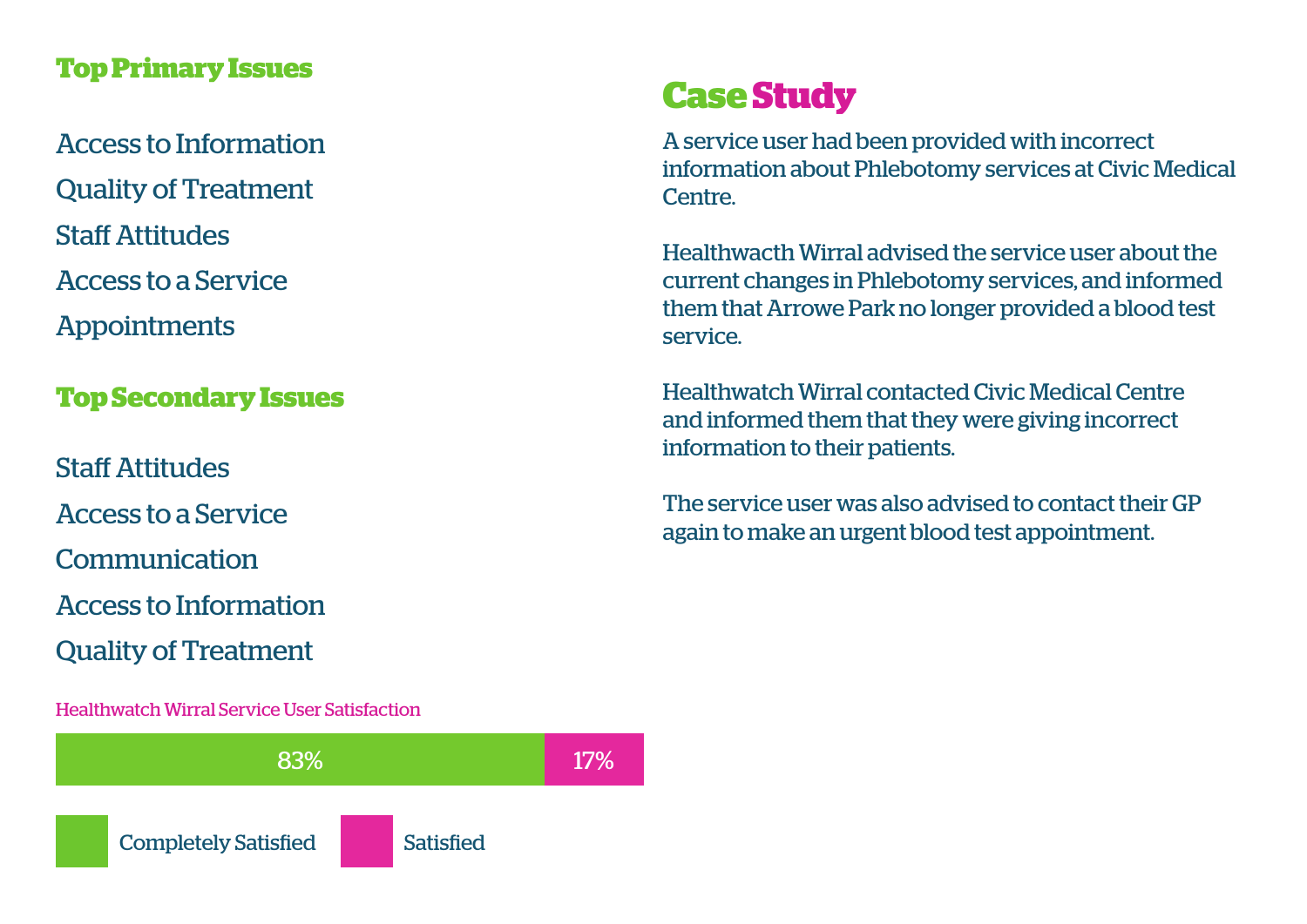## Top Primary Issues

Access to Information

Quality of Treatment

Staff Attitudes

Access to a Service

Appointments

## Top Secondary Issues

Staff Attitudes

Access to a Service

Communication

Access to Information

Quality of Treatment

Healthwatch Wirral Service User Satisfaction

| Completely Satisfied | Satisfied |
|---|---|
| 83% | 17% |

## Case Study

A service user had been provided with incorrect information about Phlebotomy services at Civic Medical Centre.

Healthwacth Wirral advised the service user about the current changes in Phlebotomy services, and informed them that Arrowe Park no longer provided a blood test service.

Healthwatch Wirral contacted Civic Medical Centre and informed them that they were giving incorrect information to their patients.

The service user was also advised to contact their GP again to make an urgent blood test appointment.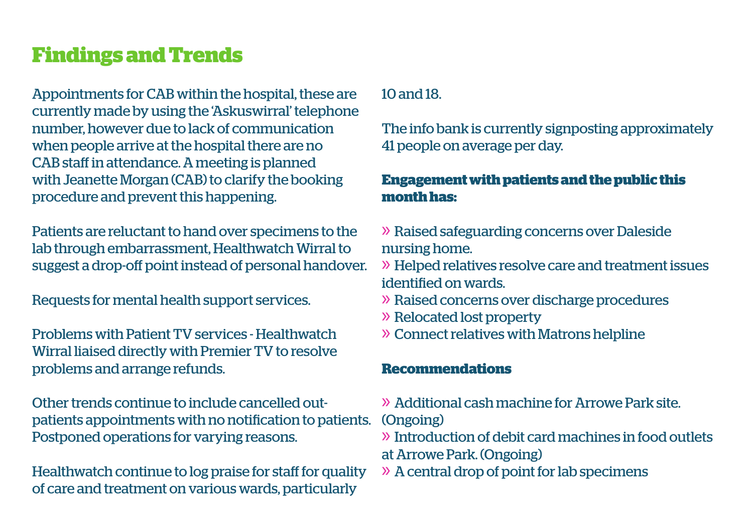## Findings and Trends

Appointments for CAB within the hospital, these are currently made by using the 'Askuswirral' telephone number, however due to lack of communication when people arrive at the hospital there are no CAB staff in attendance. A meeting is planned with Jeanette Morgan (CAB) to clarify the booking procedure and prevent this happening.

Patients are reluctant to hand over specimens to the lab through embarrassment, Healthwatch Wirral to suggest a drop-off point instead of personal handover.

Requests for mental health support services.

Problems with Patient TV services - Healthwatch Wirral liaised directly with Premier TV to resolve problems and arrange refunds.

Other trends continue to include cancelled out-patients appointments with no notification to patients. Postponed operations for varying reasons.

Healthwatch continue to log praise for staff for quality of care and treatment on various wards, particularly 10 and 18.

The info bank is currently signposting approximately 41 people on average per day.

**Engagement with patients and the public this month has:**

» Raised safeguarding concerns over Daleside nursing home.
» Helped relatives resolve care and treatment issues identified on wards.
» Raised concerns over discharge procedures
» Relocated lost property
» Connect relatives with Matrons helpline

**Recommendations**

» Additional cash machine for Arrowe Park site. (Ongoing)
» Introduction of debit card machines in food outlets at Arrowe Park. (Ongoing)
» A central drop of point for lab specimens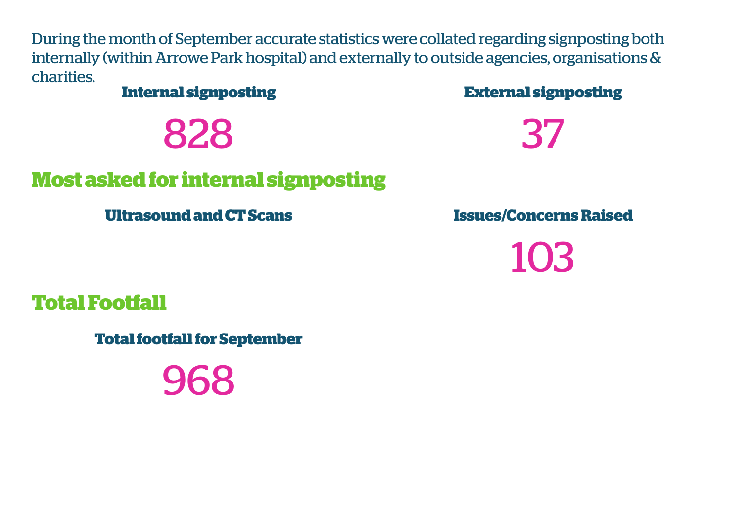During the month of September accurate statistics were collated regarding signposting both internally (within Arrowe Park hospital) and externally to outside agencies, organisations & charities.

**Internal signposting**

828

**External signposting**

37

## Most asked for internal signposting

**Ultrasound and CT Scans**

**Issues/Concerns Raised**

103

## Total Footfall

**Total footfall for September**

968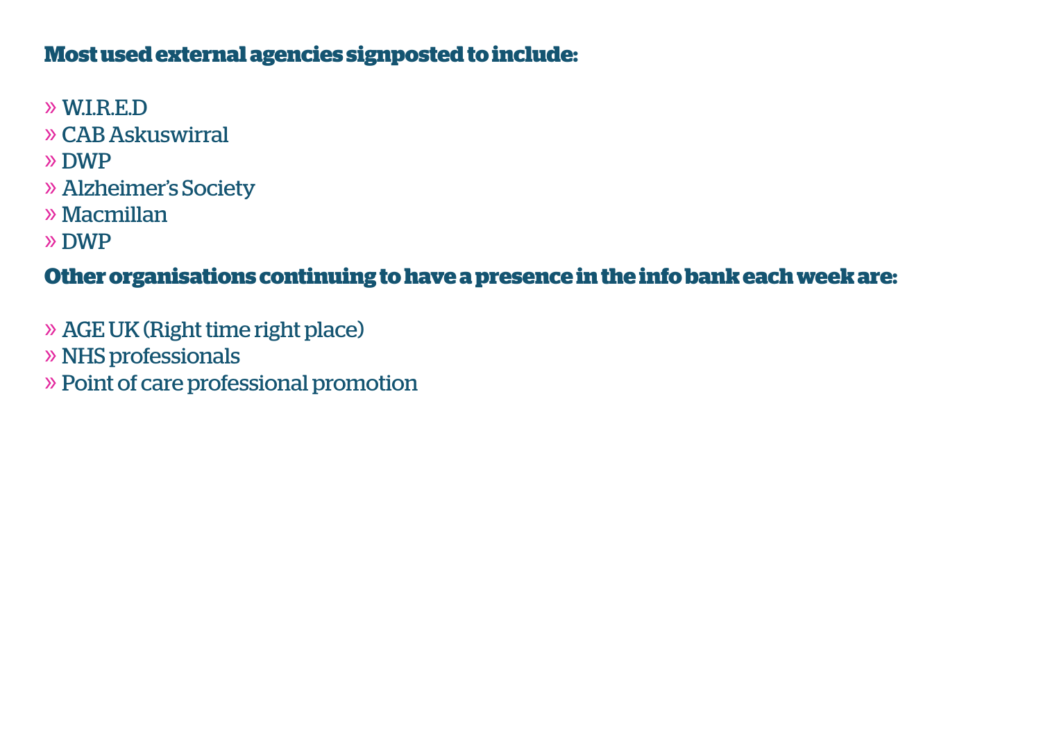**Most used external agencies signposted to include:**

- W.I.R.E.D
- CAB Askuswirral
- DWP
- Alzheimer's Society
- Macmillan
- DWP

**Other organisations continuing to have a presence in the info bank each week are:**

- AGE UK (Right time right place)
- NHS professionals
- Point of care professional promotion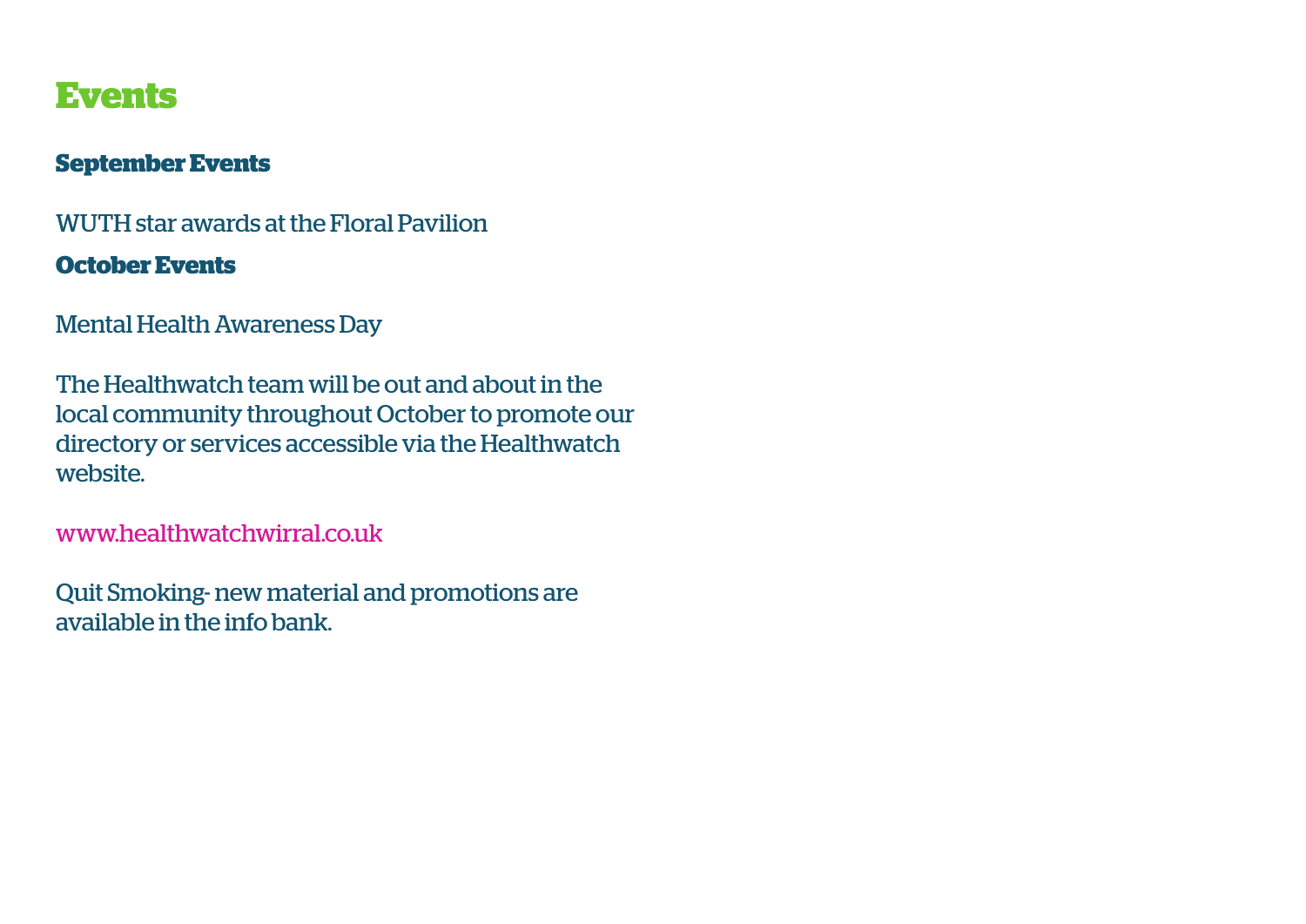# Events

### September Events

WUTH star awards at the Floral Pavilion

### October Events

Mental Health Awareness Day

The Healthwatch team will be out and about in the local community throughout October to promote our directory or services accessible via the Healthwatch website.

www.healthwatchwirral.co.uk

Quit Smoking- new material and promotions are available in the info bank.